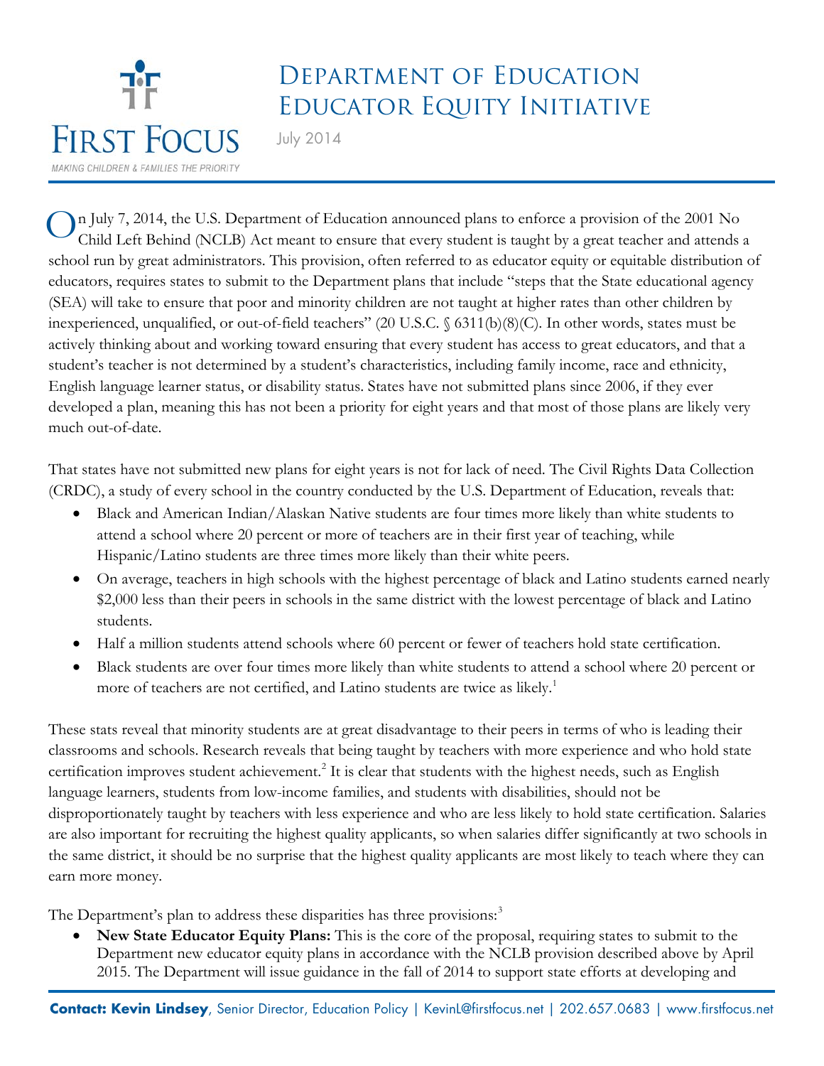# Department of Education Educator Equity Initiative

July 2014

On July 7, 2014, the U.S. Department of Education announced plans to enforce a provision of the 2001 No Child Left Behind (NCLB) Act meant to ensure that every student is taught by a great teacher and attends a school run by great administrators. This provision, often referred to as educator equity or equitable distribution of educators, requires states to submit to the Department plans that include "steps that the State educational agency (SEA) will take to ensure that poor and minority children are not taught at higher rates than other children by inexperienced, unqualified, or out-of-field teachers" (20 U.S.C. § 6311(b)(8)(C). In other words, states must be actively thinking about and working toward ensuring that every student has access to great educators, and that a student's teacher is not determined by a student's characteristics, including family income, race and ethnicity, English language learner status, or disability status. States have not submitted plans since 2006, if they ever developed a plan, meaning this has not been a priority for eight years and that most of those plans are likely very much out-of-date.

That states have not submitted new plans for eight years is not for lack of need. The Civil Rights Data Collection (CRDC), a study of every school in the country conducted by the U.S. Department of Education, reveals that:

- Black and American Indian/Alaskan Native students are four times more likely than white students to attend a school where 20 percent or more of teachers are in their first year of teaching, while Hispanic/Latino students are three times more likely than their white peers.
- On average, teachers in high schools with the highest percentage of black and Latino students earned nearly $2,000 less than their peers in schools in the same district with the lowest percentage of black and Latino students.
- Half a million students attend schools where 60 percent or fewer of teachers hold state certification.
- Black students are over four times more likely than white students to attend a school where 20 percent or more of teachers are not certified, and Latino students are twice as likely.[1]

These stats reveal that minority students are at great disadvantage to their peers in terms of who is leading their classrooms and schools. Research reveals that being taught by teachers with more experience and who hold state certification improves student achievement.[2] It is clear that students with the highest needs, such as English language learners, students from low-income families, and students with disabilities, should not be disproportionately taught by teachers with less experience and who are less likely to hold state certification. Salaries are also important for recruiting the highest quality applicants, so when salaries differ significantly at two schools in the same district, it should be no surprise that the highest quality applicants are most likely to teach where they can earn more money.

The Department's plan to address these disparities has three provisions:[3]

- **New State Educator Equity Plans:** This is the core of the proposal, requiring states to submit to the Department new educator equity plans in accordance with the NCLB provision described above by April 2015. The Department will issue guidance in the fall of 2014 to support state efforts at developing and

**Contact: Kevin Lindsey**, Senior Director, Education Policy | KevinL@firstfocus.net | 202.657.0683 | www.firstfocus.net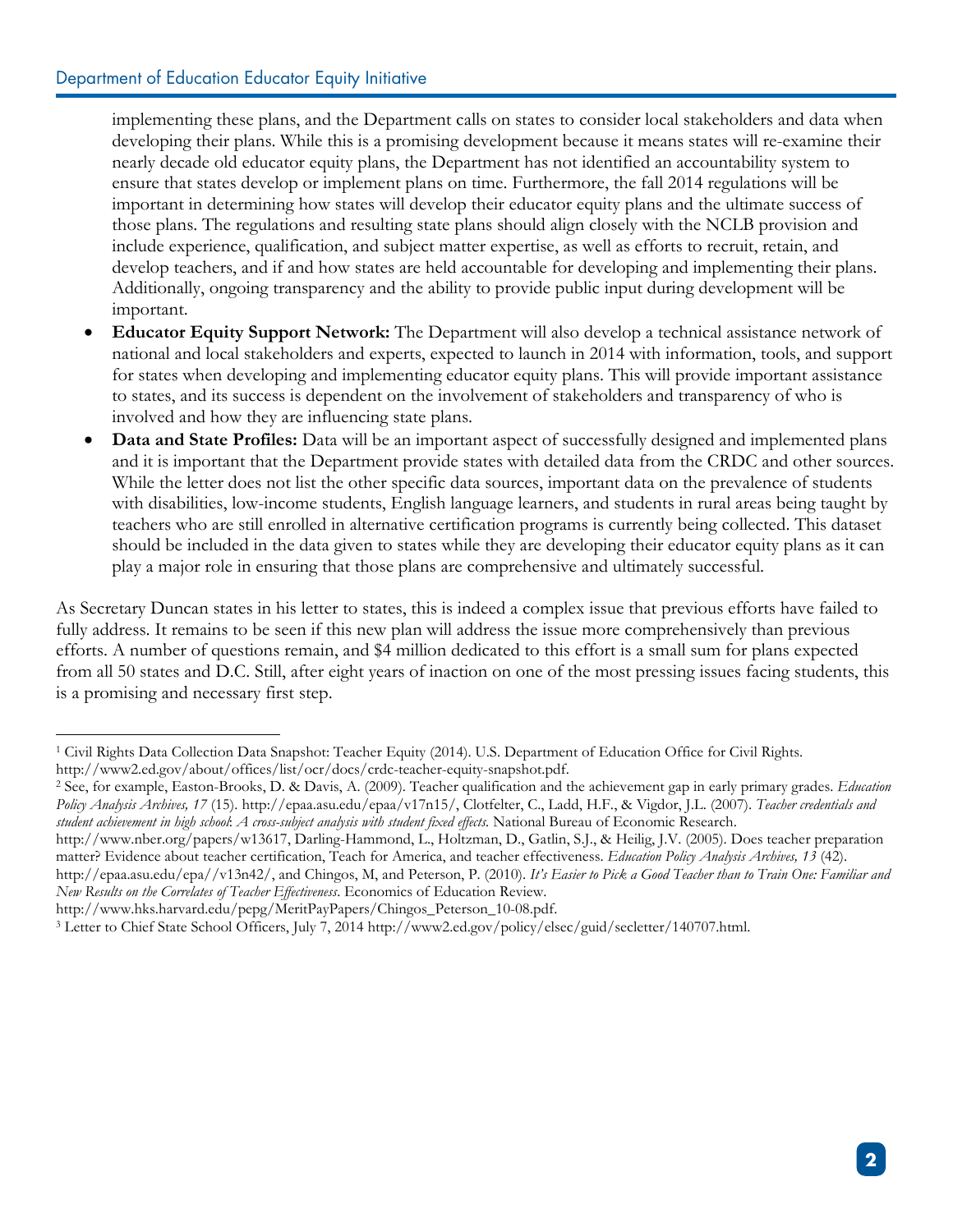implementing these plans, and the Department calls on states to consider local stakeholders and data when developing their plans. While this is a promising development because it means states will re-examine their nearly decade old educator equity plans, the Department has not identified an accountability system to ensure that states develop or implement plans on time. Furthermore, the fall 2014 regulations will be important in determining how states will develop their educator equity plans and the ultimate success of those plans. The regulations and resulting state plans should align closely with the NCLB provision and include experience, qualification, and subject matter expertise, as well as efforts to recruit, retain, and develop teachers, and if and how states are held accountable for developing and implementing their plans. Additionally, ongoing transparency and the ability to provide public input during development will be important.

- **Educator Equity Support Network:** The Department will also develop a technical assistance network of national and local stakeholders and experts, expected to launch in 2014 with information, tools, and support for states when developing and implementing educator equity plans. This will provide important assistance to states, and its success is dependent on the involvement of stakeholders and transparency of who is involved and how they are influencing state plans.
- **Data and State Profiles:** Data will be an important aspect of successfully designed and implemented plans and it is important that the Department provide states with detailed data from the CRDC and other sources. While the letter does not list the other specific data sources, important data on the prevalence of students with disabilities, low-income students, English language learners, and students in rural areas being taught by teachers who are still enrolled in alternative certification programs is currently being collected. This dataset should be included in the data given to states while they are developing their educator equity plans as it can play a major role in ensuring that those plans are comprehensive and ultimately successful.

As Secretary Duncan states in his letter to states, this is indeed a complex issue that previous efforts have failed to fully address. It remains to be seen if this new plan will address the issue more comprehensively than previous efforts. A number of questions remain, and $4 million dedicated to this effort is a small sum for plans expected from all 50 states and D.C. Still, after eight years of inaction on one of the most pressing issues facing students, this is a promising and necessary first step.

---

[1] Civil Rights Data Collection Data Snapshot: Teacher Equity (2014). U.S. Department of Education Office for Civil Rights. http://www2.ed.gov/about/offices/list/ocr/docs/crdc-teacher-equity-snapshot.pdf.

[2] See, for example, Easton-Brooks, D. & Davis, A. (2009). Teacher qualification and the achievement gap in early primary grades. *Education Policy Analysis Archives, 17* (15). http://epaa.asu.edu/epaa/v17n15/, Clotfelter, C., Ladd, H.F., & Vigdor, J.L. (2007). *Teacher credentials and student achievement in high school*: *A cross-subject analysis with student fixed effects.* National Bureau of Economic Research. http://www.nber.org/papers/w13617, Darling-Hammond, L., Holtzman, D., Gatlin, S.J., & Heilig, J.V. (2005). Does teacher preparation matter? Evidence about teacher certification, Teach for America, and teacher effectiveness. *Education Policy Analysis Archives, 13* (42). http://epaa.asu.edu/epa//v13n42/, and Chingos, M, and Peterson, P. (2010). *It's Easier to Pick a Good Teacher than to Train One: Familiar and New Results on the Correlates of Teacher Effectiveness*. Economics of Education Review. http://www.hks.harvard.edu/pepg/MeritPayPapers/Chingos_Peterson_10-08.pdf.

[3] Letter to Chief State School Officers, July 7, 2014 http://www2.ed.gov/policy/elsec/guid/secletter/140707.html.